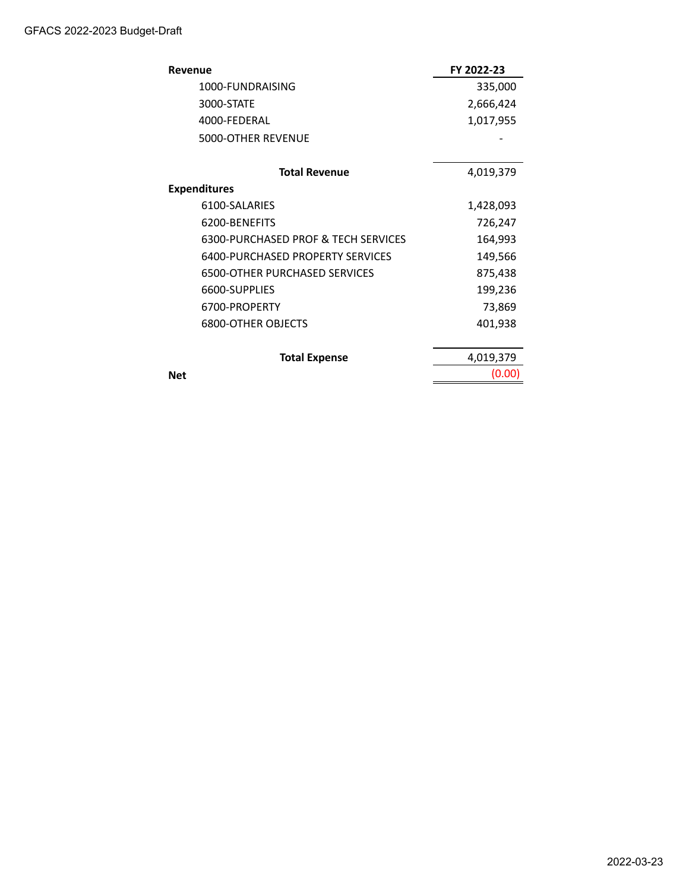GFACS 2022-2023 Budget-Draft

| **Revenue** | **FY 2022-23** |
|---|---|
| 1000-FUNDRAISING | 335,000 |
| 3000-STATE | 2,666,424 |
| 4000-FEDERAL | 1,017,955 |
| 5000-OTHER REVENUE | - |
| **Total Revenue** | 4,019,379 |
| **Expenditures** | |
| 6100-SALARIES | 1,428,093 |
| 6200-BENEFITS | 726,247 |
| 6300-PURCHASED PROF & TECH SERVICES | 164,993 |
| 6400-PURCHASED PROPERTY SERVICES | 149,566 |
| 6500-OTHER PURCHASED SERVICES | 875,438 |
| 6600-SUPPLIES | 199,236 |
| 6700-PROPERTY | 73,869 |
| 6800-OTHER OBJECTS | 401,938 |
| **Total Expense** | 4,019,379 |
| **Net** | (0.00) |

2022-03-23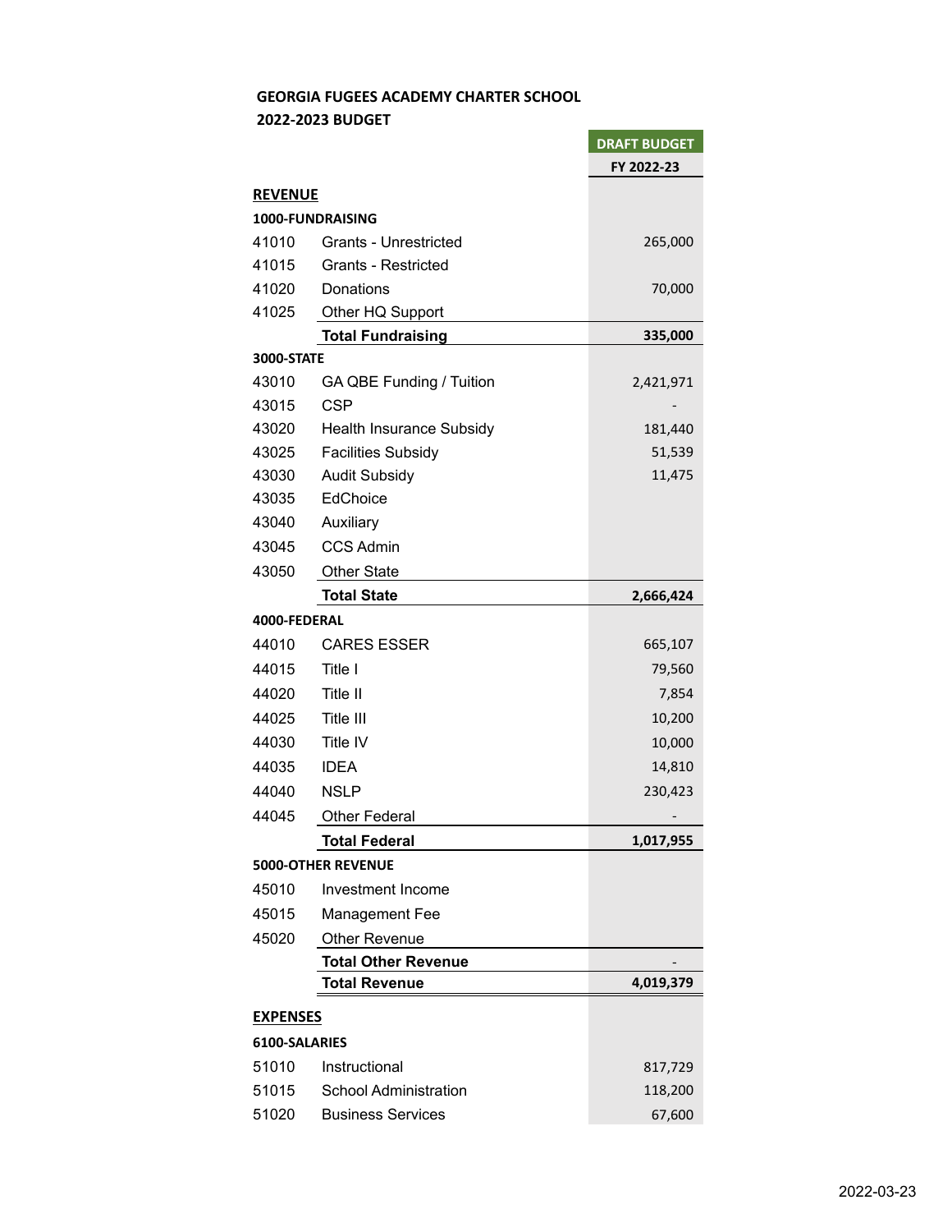**GEORGIA FUGEES ACADEMY CHARTER SCHOOL**
**2022-2023 BUDGET**

| | | DRAFT BUDGET FY 2022-23 |
|---|---|---|
| **REVENUE** | | |
| **1000-FUNDRAISING** | | |
| 41010 | Grants - Unrestricted | 265,000 |
| 41015 | Grants - Restricted | |
| 41020 | Donations | 70,000 |
| 41025 | Other HQ Support | |
| | **Total Fundraising** | **335,000** |
| **3000-STATE** | | |
| 43010 | GA QBE Funding / Tuition | 2,421,971 |
| 43015 | CSP | - |
| 43020 | Health Insurance Subsidy | 181,440 |
| 43025 | Facilities Subsidy | 51,539 |
| 43030 | Audit Subsidy | 11,475 |
| 43035 | EdChoice | |
| 43040 | Auxiliary | |
| 43045 | CCS Admin | |
| 43050 | Other State | |
| | **Total State** | **2,666,424** |
| **4000-FEDERAL** | | |
| 44010 | CARES ESSER | 665,107 |
| 44015 | Title I | 79,560 |
| 44020 | Title II | 7,854 |
| 44025 | Title III | 10,200 |
| 44030 | Title IV | 10,000 |
| 44035 | IDEA | 14,810 |
| 44040 | NSLP | 230,423 |
| 44045 | Other Federal | - |
| | **Total Federal** | **1,017,955** |
| **5000-OTHER REVENUE** | | |
| 45010 | Investment Income | |
| 45015 | Management Fee | |
| 45020 | Other Revenue | |
| | **Total Other Revenue** | - |
| | **Total Revenue** | **4,019,379** |
| **EXPENSES** | | |
| **6100-SALARIES** | | |
| 51010 | Instructional | 817,729 |
| 51015 | School Administration | 118,200 |
| 51020 | Business Services | 67,600 |

2022-03-23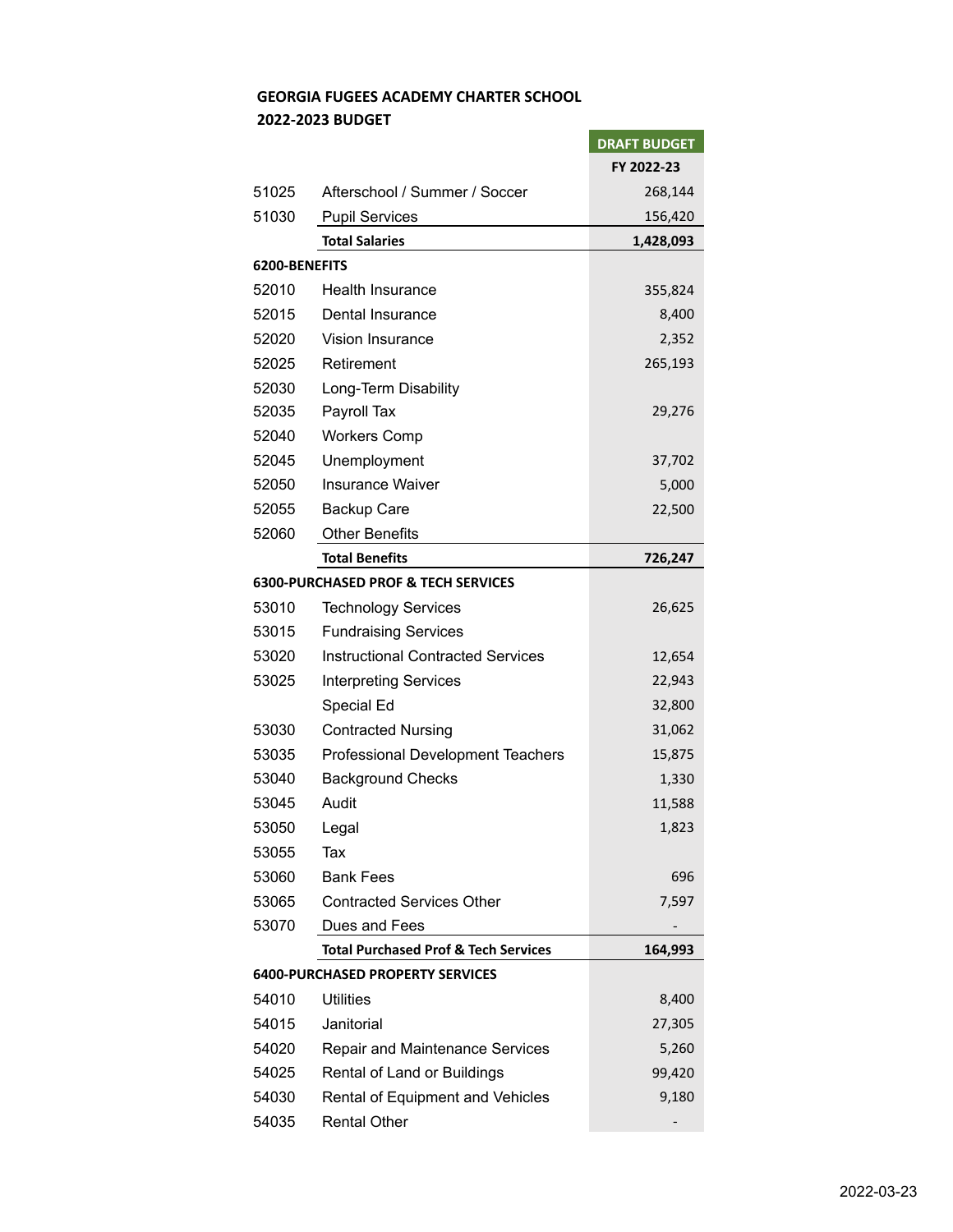**GEORGIA FUGEES ACADEMY CHARTER SCHOOL**

**2022-2023 BUDGET**

| | | DRAFT BUDGET |
|---|---|---|
| | | FY 2022-23 |
| 51025 | Afterschool / Summer / Soccer | 268,144 |
| 51030 | Pupil Services | 156,420 |
| | **Total Salaries** | **1,428,093** |
| **6200-BENEFITS** | | |
| 52010 | Health Insurance | 355,824 |
| 52015 | Dental Insurance | 8,400 |
| 52020 | Vision Insurance | 2,352 |
| 52025 | Retirement | 265,193 |
| 52030 | Long-Term Disability | |
| 52035 | Payroll Tax | 29,276 |
| 52040 | Workers Comp | |
| 52045 | Unemployment | 37,702 |
| 52050 | Insurance Waiver | 5,000 |
| 52055 | Backup Care | 22,500 |
| 52060 | Other Benefits | |
| | **Total Benefits** | **726,247** |
| **6300-PURCHASED PROF & TECH SERVICES** | | |
| 53010 | Technology Services | 26,625 |
| 53015 | Fundraising Services | |
| 53020 | Instructional Contracted Services | 12,654 |
| 53025 | Interpreting Services | 22,943 |
| | Special Ed | 32,800 |
| 53030 | Contracted Nursing | 31,062 |
| 53035 | Professional Development Teachers | 15,875 |
| 53040 | Background Checks | 1,330 |
| 53045 | Audit | 11,588 |
| 53050 | Legal | 1,823 |
| 53055 | Tax | |
| 53060 | Bank Fees | 696 |
| 53065 | Contracted Services Other | 7,597 |
| 53070 | Dues and Fees | - |
| | **Total Purchased Prof & Tech Services** | **164,993** |
| **6400-PURCHASED PROPERTY SERVICES** | | |
| 54010 | Utilities | 8,400 |
| 54015 | Janitorial | 27,305 |
| 54020 | Repair and Maintenance Services | 5,260 |
| 54025 | Rental of Land or Buildings | 99,420 |
| 54030 | Rental of Equipment and Vehicles | 9,180 |
| 54035 | Rental Other | - |

2022-03-23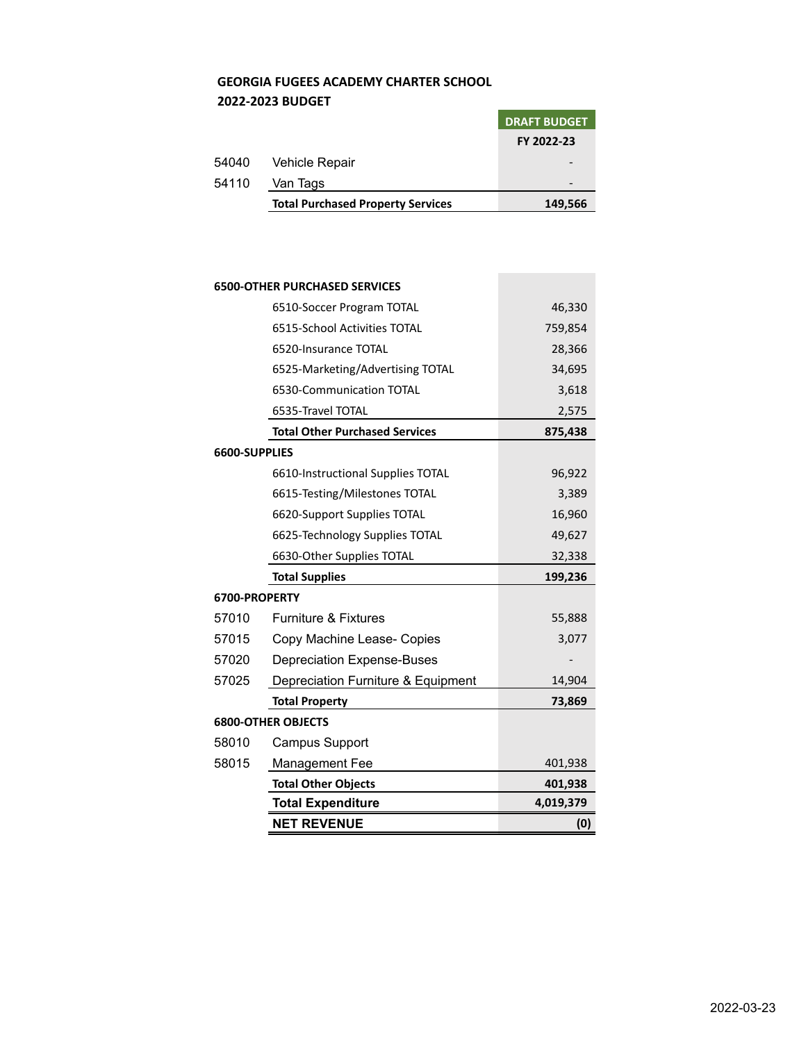**GEORGIA FUGEES ACADEMY CHARTER SCHOOL**
**2022-2023 BUDGET**

| | | DRAFT BUDGET FY 2022-23 |
|---|---|---|
| 54040 | Vehicle Repair | - |
| 54110 | Van Tags | - |
| | **Total Purchased Property Services** | **149,566** |

| | | |
|---|---|---|
| **6500-OTHER PURCHASED SERVICES** | | |
| | 6510-Soccer Program TOTAL | 46,330 |
| | 6515-School Activities TOTAL | 759,854 |
| | 6520-Insurance TOTAL | 28,366 |
| | 6525-Marketing/Advertising TOTAL | 34,695 |
| | 6530-Communication TOTAL | 3,618 |
| | 6535-Travel TOTAL | 2,575 |
| | **Total Other Purchased Services** | **875,438** |
| **6600-SUPPLIES** | | |
| | 6610-Instructional Supplies TOTAL | 96,922 |
| | 6615-Testing/Milestones TOTAL | 3,389 |
| | 6620-Support Supplies TOTAL | 16,960 |
| | 6625-Technology Supplies TOTAL | 49,627 |
| | 6630-Other Supplies TOTAL | 32,338 |
| | **Total Supplies** | **199,236** |
| **6700-PROPERTY** | | |
| 57010 | Furniture & Fixtures | 55,888 |
| 57015 | Copy Machine Lease- Copies | 3,077 |
| 57020 | Depreciation Expense-Buses | - |
| 57025 | Depreciation Furniture & Equipment | 14,904 |
| | **Total Property** | **73,869** |
| **6800-OTHER OBJECTS** | | |
| 58010 | Campus Support | |
| 58015 | Management Fee | 401,938 |
| | **Total Other Objects** | **401,938** |
| | **Total Expenditure** | **4,019,379** |
| | **NET REVENUE** | **(0)** |

2022-03-23